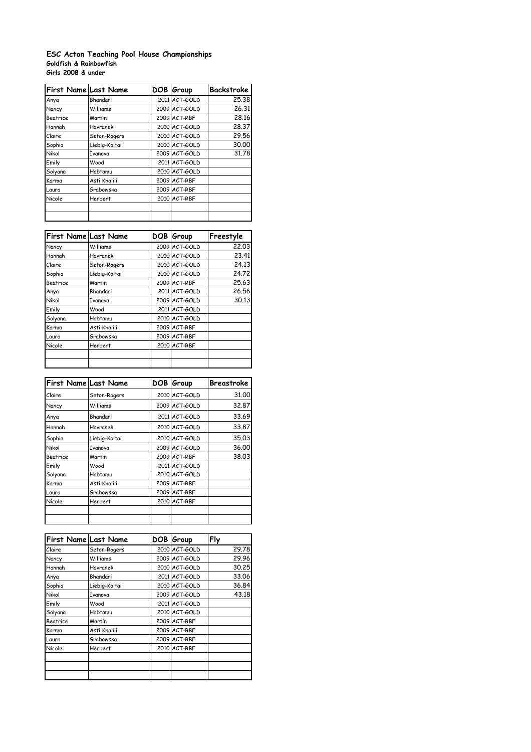**ESC Acton Teaching Pool House Championships**
**Goldfish & Rainbowfish**
**Girls 2008 & under**

| First Name | Last Name | DOB | Group | Backstroke |
|---|---|---|---|---|
| Anya | Bhandari | 2011 | ACT-GOLD | 25.38 |
| Nancy | Williams | 2009 | ACT-GOLD | 26.31 |
| Beatrice | Martin | 2009 | ACT-RBF | 28.16 |
| Hannah | Havranek | 2010 | ACT-GOLD | 28.37 |
| Claire | Seton-Rogers | 2010 | ACT-GOLD | 29.56 |
| Sophia | Liebig-Koltai | 2010 | ACT-GOLD | 30.00 |
| Nikol | Ivanova | 2009 | ACT-GOLD | 31.78 |
| Emily | Wood | 2011 | ACT-GOLD | |
| Solyana | Habtamu | 2010 | ACT-GOLD | |
| Karma | Asti Khalili | 2009 | ACT-RBF | |
| Laura | Grabowska | 2009 | ACT-RBF | |
| Nicole | Herbert | 2010 | ACT-RBF | |
| | | | | |
| | | | | |

| First Name | Last Name | DOB | Group | Freestyle |
|---|---|---|---|---|
| Nancy | Williams | 2009 | ACT-GOLD | 22.03 |
| Hannah | Havranek | 2010 | ACT-GOLD | 23.41 |
| Claire | Seton-Rogers | 2010 | ACT-GOLD | 24.13 |
| Sophia | Liebig-Koltai | 2010 | ACT-GOLD | 24.72 |
| Beatrice | Martin | 2009 | ACT-RBF | 25.63 |
| Anya | Bhandari | 2011 | ACT-GOLD | 26.56 |
| Nikol | Ivanova | 2009 | ACT-GOLD | 30.13 |
| Emily | Wood | 2011 | ACT-GOLD | |
| Solyana | Habtamu | 2010 | ACT-GOLD | |
| Karma | Asti Khalili | 2009 | ACT-RBF | |
| Laura | Grabowska | 2009 | ACT-RBF | |
| Nicole | Herbert | 2010 | ACT-RBF | |
| | | | | |
| | | | | |

| First Name | Last Name | DOB | Group | Breastroke |
|---|---|---|---|---|
| Claire | Seton-Rogers | 2010 | ACT-GOLD | 31.00 |
| Nancy | Williams | 2009 | ACT-GOLD | 32.87 |
| Anya | Bhandari | 2011 | ACT-GOLD | 33.69 |
| Hannah | Havranek | 2010 | ACT-GOLD | 33.87 |
| Sophia | Liebig-Koltai | 2010 | ACT-GOLD | 35.03 |
| Nikol | Ivanova | 2009 | ACT-GOLD | 36.00 |
| Beatrice | Martin | 2009 | ACT-RBF | 38.03 |
| Emily | Wood | 2011 | ACT-GOLD | |
| Solyana | Habtamu | 2010 | ACT-GOLD | |
| Karma | Asti Khalili | 2009 | ACT-RBF | |
| Laura | Grabowska | 2009 | ACT-RBF | |
| Nicole | Herbert | 2010 | ACT-RBF | |
| | | | | |
| | | | | |

| First Name | Last Name | DOB | Group | Fly |
|---|---|---|---|---|
| Claire | Seton-Rogers | 2010 | ACT-GOLD | 29.78 |
| Nancy | Williams | 2009 | ACT-GOLD | 29.96 |
| Hannah | Havranek | 2010 | ACT-GOLD | 30.25 |
| Anya | Bhandari | 2011 | ACT-GOLD | 33.06 |
| Sophia | Liebig-Koltai | 2010 | ACT-GOLD | 36.84 |
| Nikol | Ivanova | 2009 | ACT-GOLD | 43.18 |
| Emily | Wood | 2011 | ACT-GOLD | |
| Solyana | Habtamu | 2010 | ACT-GOLD | |
| Beatrice | Martin | 2009 | ACT-RBF | |
| Karma | Asti Khalili | 2009 | ACT-RBF | |
| Laura | Grabowska | 2009 | ACT-RBF | |
| Nicole | Herbert | 2010 | ACT-RBF | |
| | | | | |
| | | | | |
| | | | | |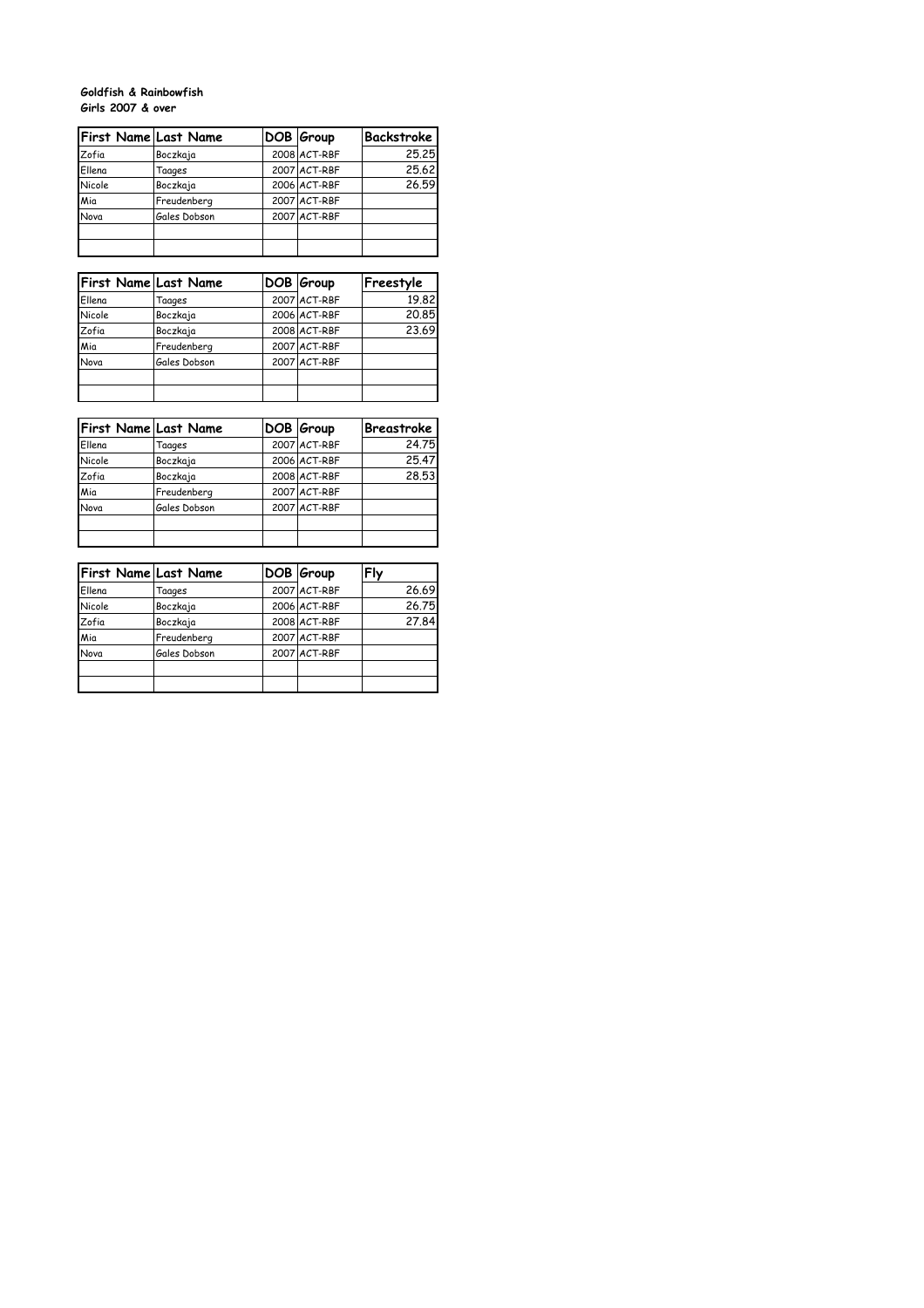**Goldfish & Rainbowfish**
**Girls 2007 & over**

| First Name | Last Name | DOB | Group | Backstroke |
|---|---|---|---|---|
| Zofia | Boczkaja | 2008 | ACT-RBF | 25.25 |
| Ellena | Taages | 2007 | ACT-RBF | 25.62 |
| Nicole | Boczkaja | 2006 | ACT-RBF | 26.59 |
| Mia | Freudenberg | 2007 | ACT-RBF | |
| Nova | Gales Dobson | 2007 | ACT-RBF | |
| | | | | |
| | | | | |

| First Name | Last Name | DOB | Group | Freestyle |
|---|---|---|---|---|
| Ellena | Taages | 2007 | ACT-RBF | 19.82 |
| Nicole | Boczkaja | 2006 | ACT-RBF | 20.85 |
| Zofia | Boczkaja | 2008 | ACT-RBF | 23.69 |
| Mia | Freudenberg | 2007 | ACT-RBF | |
| Nova | Gales Dobson | 2007 | ACT-RBF | |
| | | | | |
| | | | | |

| First Name | Last Name | DOB | Group | Breastroke |
|---|---|---|---|---|
| Ellena | Taages | 2007 | ACT-RBF | 24.75 |
| Nicole | Boczkaja | 2006 | ACT-RBF | 25.47 |
| Zofia | Boczkaja | 2008 | ACT-RBF | 28.53 |
| Mia | Freudenberg | 2007 | ACT-RBF | |
| Nova | Gales Dobson | 2007 | ACT-RBF | |
| | | | | |
| | | | | |

| First Name | Last Name | DOB | Group | Fly |
|---|---|---|---|---|
| Ellena | Taages | 2007 | ACT-RBF | 26.69 |
| Nicole | Boczkaja | 2006 | ACT-RBF | 26.75 |
| Zofia | Boczkaja | 2008 | ACT-RBF | 27.84 |
| Mia | Freudenberg | 2007 | ACT-RBF | |
| Nova | Gales Dobson | 2007 | ACT-RBF | |
| | | | | |
| | | | | |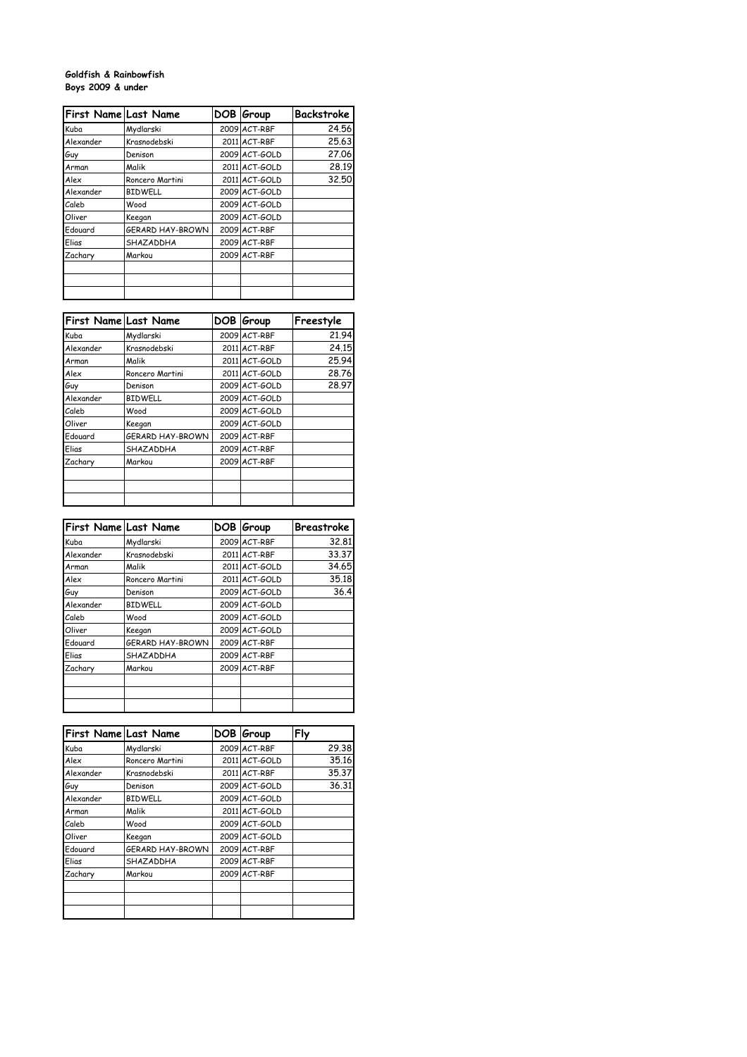**Goldfish & Rainbowfish**
**Boys 2009 & under**

| First Name | Last Name | DOB | Group | Backstroke |
|---|---|---|---|---|
| Kuba | Mydlarski | 2009 | ACT-RBF | 24.56 |
| Alexander | Krasnodebski | 2011 | ACT-RBF | 25.63 |
| Guy | Denison | 2009 | ACT-GOLD | 27.06 |
| Arman | Malik | 2011 | ACT-GOLD | 28.19 |
| Alex | Roncero Martini | 2011 | ACT-GOLD | 32.50 |
| Alexander | BIDWELL | 2009 | ACT-GOLD | |
| Caleb | Wood | 2009 | ACT-GOLD | |
| Oliver | Keegan | 2009 | ACT-GOLD | |
| Edouard | GERARD HAY-BROWN | 2009 | ACT-RBF | |
| Elias | SHAZADDHA | 2009 | ACT-RBF | |
| Zachary | Markou | 2009 | ACT-RBF | |
| | | | | |
| | | | | |
| | | | | |

| First Name | Last Name | DOB | Group | Freestyle |
|---|---|---|---|---|
| Kuba | Mydlarski | 2009 | ACT-RBF | 21.94 |
| Alexander | Krasnodebski | 2011 | ACT-RBF | 24.15 |
| Arman | Malik | 2011 | ACT-GOLD | 25.94 |
| Alex | Roncero Martini | 2011 | ACT-GOLD | 28.76 |
| Guy | Denison | 2009 | ACT-GOLD | 28.97 |
| Alexander | BIDWELL | 2009 | ACT-GOLD | |
| Caleb | Wood | 2009 | ACT-GOLD | |
| Oliver | Keegan | 2009 | ACT-GOLD | |
| Edouard | GERARD HAY-BROWN | 2009 | ACT-RBF | |
| Elias | SHAZADDHA | 2009 | ACT-RBF | |
| Zachary | Markou | 2009 | ACT-RBF | |
| | | | | |
| | | | | |
| | | | | |

| First Name | Last Name | DOB | Group | Breastroke |
|---|---|---|---|---|
| Kuba | Mydlarski | 2009 | ACT-RBF | 32.81 |
| Alexander | Krasnodebski | 2011 | ACT-RBF | 33.37 |
| Arman | Malik | 2011 | ACT-GOLD | 34.65 |
| Alex | Roncero Martini | 2011 | ACT-GOLD | 35.18 |
| Guy | Denison | 2009 | ACT-GOLD | 36.4 |
| Alexander | BIDWELL | 2009 | ACT-GOLD | |
| Caleb | Wood | 2009 | ACT-GOLD | |
| Oliver | Keegan | 2009 | ACT-GOLD | |
| Edouard | GERARD HAY-BROWN | 2009 | ACT-RBF | |
| Elias | SHAZADDHA | 2009 | ACT-RBF | |
| Zachary | Markou | 2009 | ACT-RBF | |
| | | | | |
| | | | | |
| | | | | |

| First Name | Last Name | DOB | Group | Fly |
|---|---|---|---|---|
| Kuba | Mydlarski | 2009 | ACT-RBF | 29.38 |
| Alex | Roncero Martini | 2011 | ACT-GOLD | 35.16 |
| Alexander | Krasnodebski | 2011 | ACT-RBF | 35.37 |
| Guy | Denison | 2009 | ACT-GOLD | 36.31 |
| Alexander | BIDWELL | 2009 | ACT-GOLD | |
| Arman | Malik | 2011 | ACT-GOLD | |
| Caleb | Wood | 2009 | ACT-GOLD | |
| Oliver | Keegan | 2009 | ACT-GOLD | |
| Edouard | GERARD HAY-BROWN | 2009 | ACT-RBF | |
| Elias | SHAZADDHA | 2009 | ACT-RBF | |
| Zachary | Markou | 2009 | ACT-RBF | |
| | | | | |
| | | | | |
| | | | | |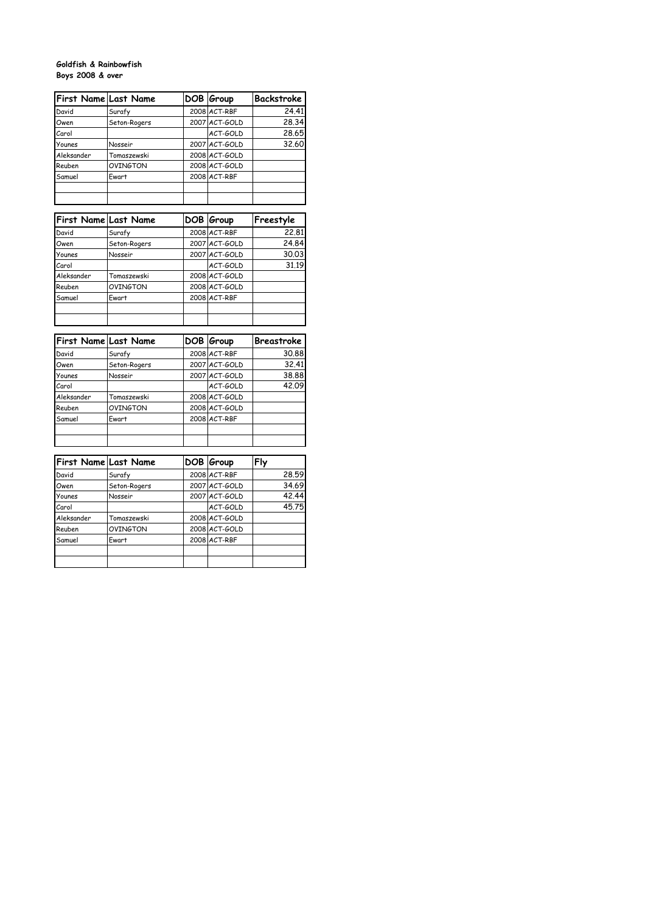**Goldfish & Rainbowfish**
**Boys 2008 & over**

| First Name | Last Name | DOB | Group | Backstroke |
| --- | --- | --- | --- | --- |
| David | Surafy | 2008 | ACT-RBF | 24.41 |
| Owen | Seton-Rogers | 2007 | ACT-GOLD | 28.34 |
| Carol | | | ACT-GOLD | 28.65 |
| Younes | Nosseir | 2007 | ACT-GOLD | 32.60 |
| Aleksander | Tomaszewski | 2008 | ACT-GOLD | |
| Reuben | OVINGTON | 2008 | ACT-GOLD | |
| Samuel | Ewart | 2008 | ACT-RBF | |
| | | | | |
| | | | | |

| First Name | Last Name | DOB | Group | Freestyle |
| --- | --- | --- | --- | --- |
| David | Surafy | 2008 | ACT-RBF | 22.81 |
| Owen | Seton-Rogers | 2007 | ACT-GOLD | 24.84 |
| Younes | Nosseir | 2007 | ACT-GOLD | 30.03 |
| Carol | | | ACT-GOLD | 31.19 |
| Aleksander | Tomaszewski | 2008 | ACT-GOLD | |
| Reuben | OVINGTON | 2008 | ACT-GOLD | |
| Samuel | Ewart | 2008 | ACT-RBF | |
| | | | | |
| | | | | |

| First Name | Last Name | DOB | Group | Breastroke |
| --- | --- | --- | --- | --- |
| David | Surafy | 2008 | ACT-RBF | 30.88 |
| Owen | Seton-Rogers | 2007 | ACT-GOLD | 32.41 |
| Younes | Nosseir | 2007 | ACT-GOLD | 38.88 |
| Carol | | | ACT-GOLD | 42.09 |
| Aleksander | Tomaszewski | 2008 | ACT-GOLD | |
| Reuben | OVINGTON | 2008 | ACT-GOLD | |
| Samuel | Ewart | 2008 | ACT-RBF | |
| | | | | |
| | | | | |

| First Name | Last Name | DOB | Group | Fly |
| --- | --- | --- | --- | --- |
| David | Surafy | 2008 | ACT-RBF | 28.59 |
| Owen | Seton-Rogers | 2007 | ACT-GOLD | 34.69 |
| Younes | Nosseir | 2007 | ACT-GOLD | 42.44 |
| Carol | | | ACT-GOLD | 45.75 |
| Aleksander | Tomaszewski | 2008 | ACT-GOLD | |
| Reuben | OVINGTON | 2008 | ACT-GOLD | |
| Samuel | Ewart | 2008 | ACT-RBF | |
| | | | | |
| | | | | |